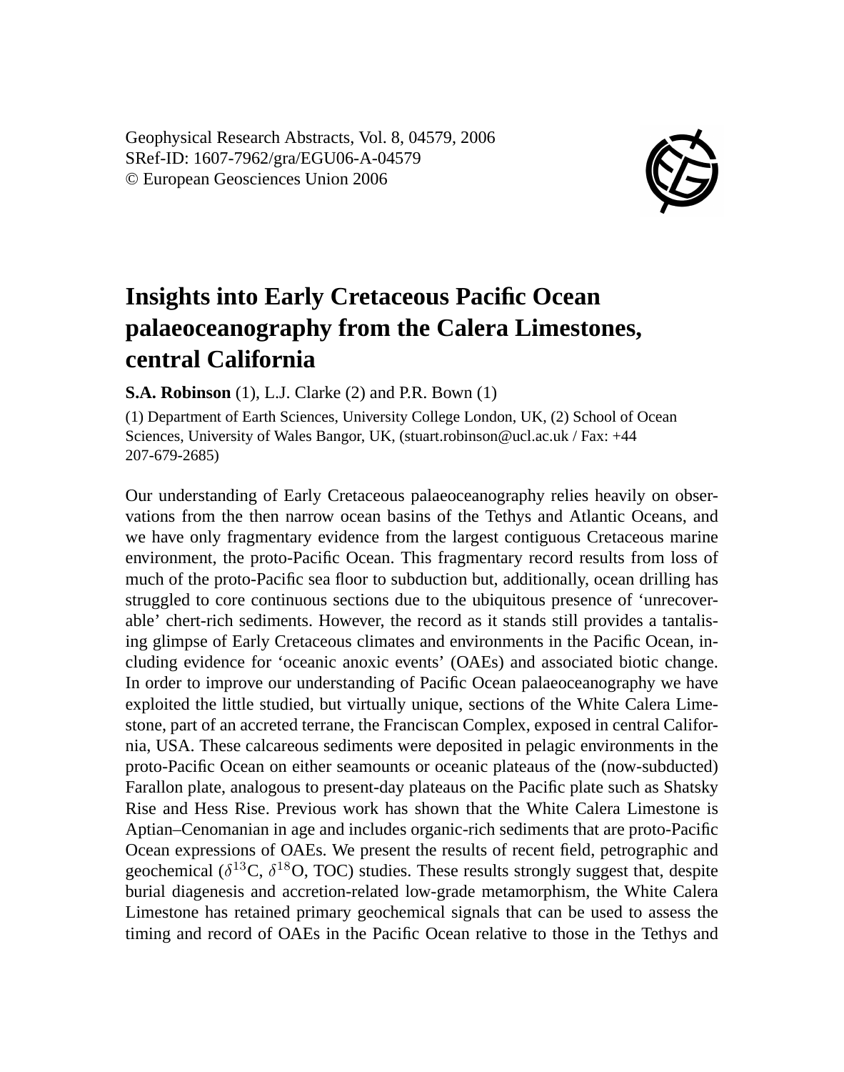Geophysical Research Abstracts, Vol. 8, 04579, 2006
SRef-ID: 1607-7962/gra/EGU06-A-04579
© European Geosciences Union 2006

# Insights into Early Cretaceous Pacific Ocean palaeoceanography from the Calera Limestones, central California

**S.A. Robinson** (1), L.J. Clarke (2) and P.R. Bown (1)

(1) Department of Earth Sciences, University College London, UK, (2) School of Ocean Sciences, University of Wales Bangor, UK, (stuart.robinson@ucl.ac.uk / Fax: +44 207-679-2685)

Our understanding of Early Cretaceous palaeoceanography relies heavily on observations from the then narrow ocean basins of the Tethys and Atlantic Oceans, and we have only fragmentary evidence from the largest contiguous Cretaceous marine environment, the proto-Pacific Ocean. This fragmentary record results from loss of much of the proto-Pacific sea floor to subduction but, additionally, ocean drilling has struggled to core continuous sections due to the ubiquitous presence of 'unrecoverable' chert-rich sediments. However, the record as it stands still provides a tantalising glimpse of Early Cretaceous climates and environments in the Pacific Ocean, including evidence for 'oceanic anoxic events' (OAEs) and associated biotic change. In order to improve our understanding of Pacific Ocean palaeoceanography we have exploited the little studied, but virtually unique, sections of the White Calera Limestone, part of an accreted terrane, the Franciscan Complex, exposed in central California, USA. These calcareous sediments were deposited in pelagic environments in the proto-Pacific Ocean on either seamounts or oceanic plateaus of the (now-subducted) Farallon plate, analogous to present-day plateaus on the Pacific plate such as Shatsky Rise and Hess Rise. Previous work has shown that the White Calera Limestone is Aptian–Cenomanian in age and includes organic-rich sediments that are proto-Pacific Ocean expressions of OAEs. We present the results of recent field, petrographic and geochemical ($\delta^{13}$C, $\delta^{18}$O, TOC) studies. These results strongly suggest that, despite burial diagenesis and accretion-related low-grade metamorphism, the White Calera Limestone has retained primary geochemical signals that can be used to assess the timing and record of OAEs in the Pacific Ocean relative to those in the Tethys and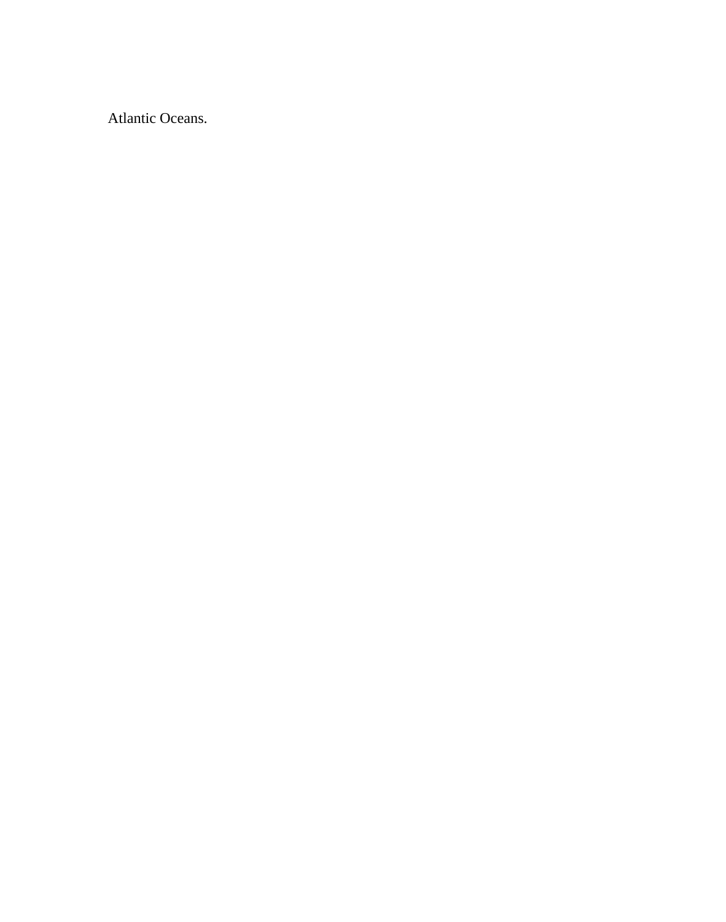Atlantic Oceans.